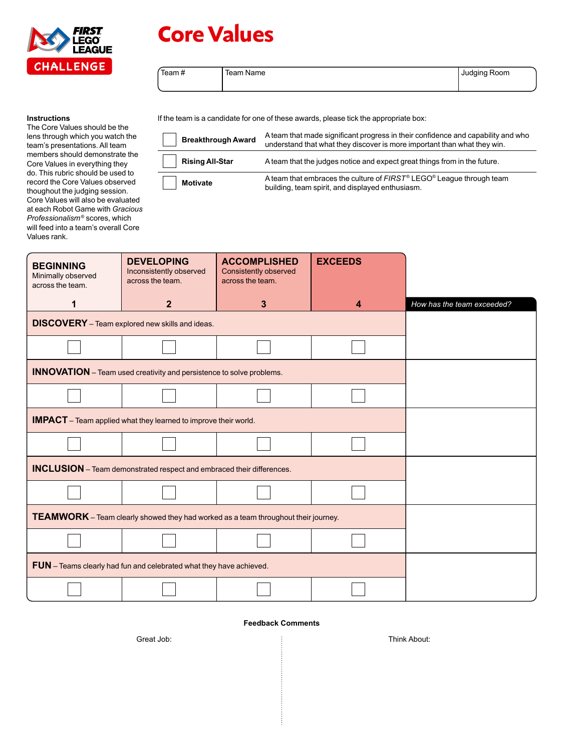# Core Values

| Team # | Team Name | Judging Room |
|---|---|---|
| | | |

**Instructions**
The Core Values should be the lens through which you watch the team's presentations. All team members should demonstrate the Core Values in everything they do. This rubric should be used to record the Core Values observed thoughout the judging session. Core Values will also be evaluated at each Robot Game with *Gracious Professionalism®* scores, which will feed into a team's overall Core Values rank.

If the team is a candidate for one of these awards, please tick the appropriate box:

| | Award | Description |
|---|---|---|
| ☐ | **Breakthrough Award** | A team that made significant progress in their confidence and capability and who understand that what they discover is more important than what they win. |
| ☐ | **Rising All-Star** | A team that the judges notice and expect great things from in the future. |
| ☐ | **Motivate** | A team that embraces the culture of *FIRST®* LEGO® League through team building, team spirit, and displayed enthusiasm. |

| **BEGINNING** Minimally observed across the team. 1 | **DEVELOPING** Inconsistently observed across the team. 2 | **ACCOMPLISHED** Consistently observed across the team. 3 | **EXCEEDS** 4 | *How has the team exceeded?* |
|---|---|---|---|---|
| **DISCOVERY** – Team explored new skills and ideas. | | | | |
| ☐ | ☐ | ☐ | ☐ | |
| **INNOVATION** – Team used creativity and persistence to solve problems. | | | | |
| ☐ | ☐ | ☐ | ☐ | |
| **IMPACT** – Team applied what they learned to improve their world. | | | | |
| ☐ | ☐ | ☐ | ☐ | |
| **INCLUSION** – Team demonstrated respect and embraced their differences. | | | | |
| ☐ | ☐ | ☐ | ☐ | |
| **TEAMWORK** – Team clearly showed they had worked as a team throughout their journey. | | | | |
| ☐ | ☐ | ☐ | ☐ | |
| **FUN** – Teams clearly had fun and celebrated what they have achieved. | | | | |
| ☐ | ☐ | ☐ | ☐ | |

**Feedback Comments**

Great Job:

Think About: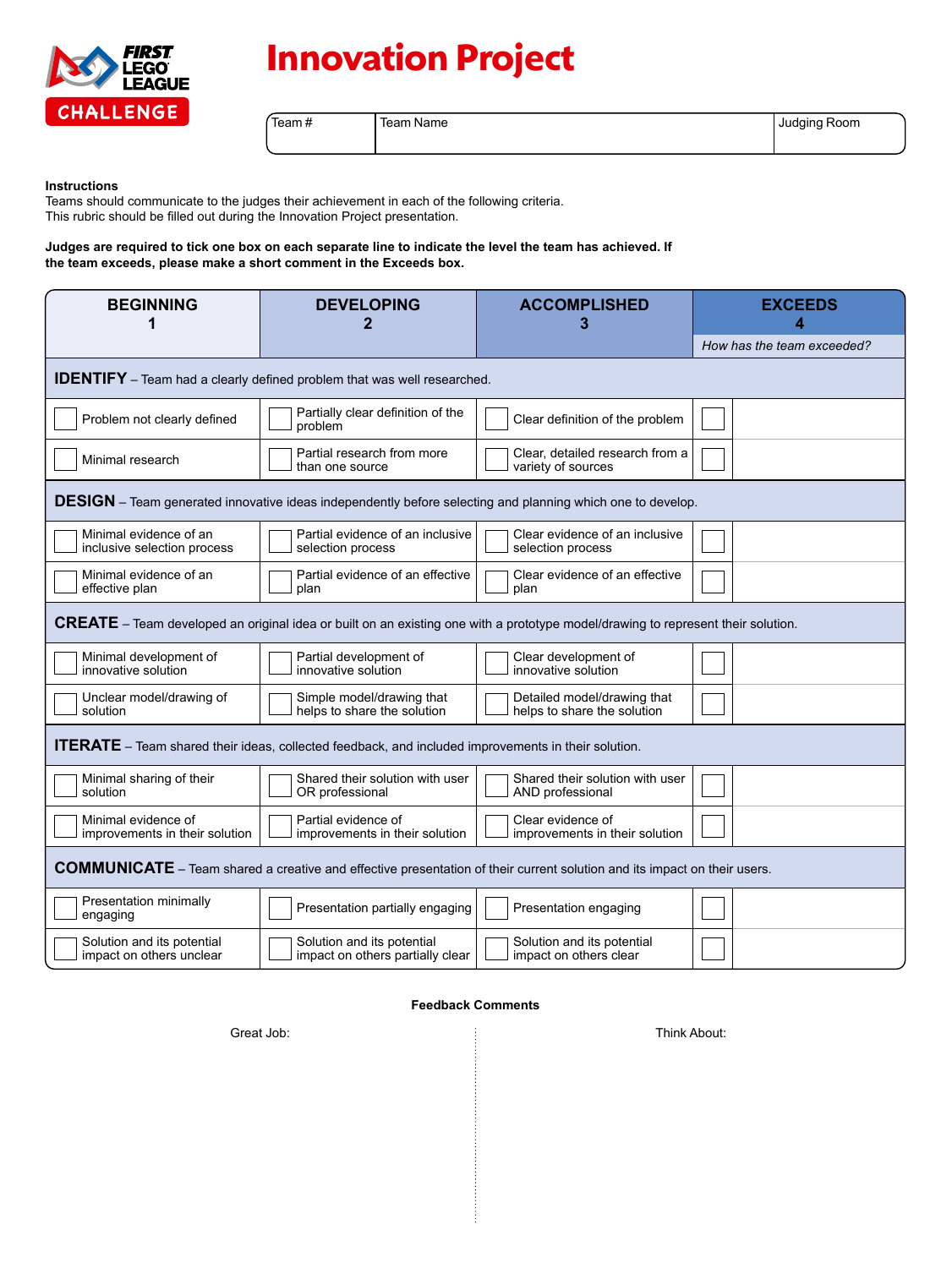FIRST LEGO LEAGUE CHALLENGE

# Innovation Project

| Team # | Team Name | Judging Room |
|---|---|---|
| | | |

**Instructions**
Teams should communicate to the judges their achievement in each of the following criteria.
This rubric should be filled out during the Innovation Project presentation.

**Judges are required to tick one box on each separate line to indicate the level the team has achieved. If the team exceeds, please make a short comment in the Exceeds box.**

| BEGINNING 1 | DEVELOPING 2 | ACCOMPLISHED 3 | EXCEEDS 4 *How has the team exceeded?* |
|---|---|---|---|
| **IDENTIFY** – Team had a clearly defined problem that was well researched. | | | |
| ☐ Problem not clearly defined | ☐ Partially clear definition of the problem | ☐ Clear definition of the problem | ☐ |
| ☐ Minimal research | ☐ Partial research from more than one source | ☐ Clear, detailed research from a variety of sources | ☐ |
| **DESIGN** – Team generated innovative ideas independently before selecting and planning which one to develop. | | | |
| ☐ Minimal evidence of an inclusive selection process | ☐ Partial evidence of an inclusive selection process | ☐ Clear evidence of an inclusive selection process | ☐ |
| ☐ Minimal evidence of an effective plan | ☐ Partial evidence of an effective plan | ☐ Clear evidence of an effective plan | ☐ |
| **CREATE** – Team developed an original idea or built on an existing one with a prototype model/drawing to represent their solution. | | | |
| ☐ Minimal development of innovative solution | ☐ Partial development of innovative solution | ☐ Clear development of innovative solution | ☐ |
| ☐ Unclear model/drawing of solution | ☐ Simple model/drawing that helps to share the solution | ☐ Detailed model/drawing that helps to share the solution | ☐ |
| **ITERATE** – Team shared their ideas, collected feedback, and included improvements in their solution. | | | |
| ☐ Minimal sharing of their solution | ☐ Shared their solution with user OR professional | ☐ Shared their solution with user AND professional | ☐ |
| ☐ Minimal evidence of improvements in their solution | ☐ Partial evidence of improvements in their solution | ☐ Clear evidence of improvements in their solution | ☐ |
| **COMMUNICATE** – Team shared a creative and effective presentation of their current solution and its impact on their users. | | | |
| ☐ Presentation minimally engaging | ☐ Presentation partially engaging | ☐ Presentation engaging | ☐ |
| ☐ Solution and its potential impact on others unclear | ☐ Solution and its potential impact on others partially clear | ☐ Solution and its potential impact on others clear | ☐ |

**Feedback Comments**

Great Job:

Think About: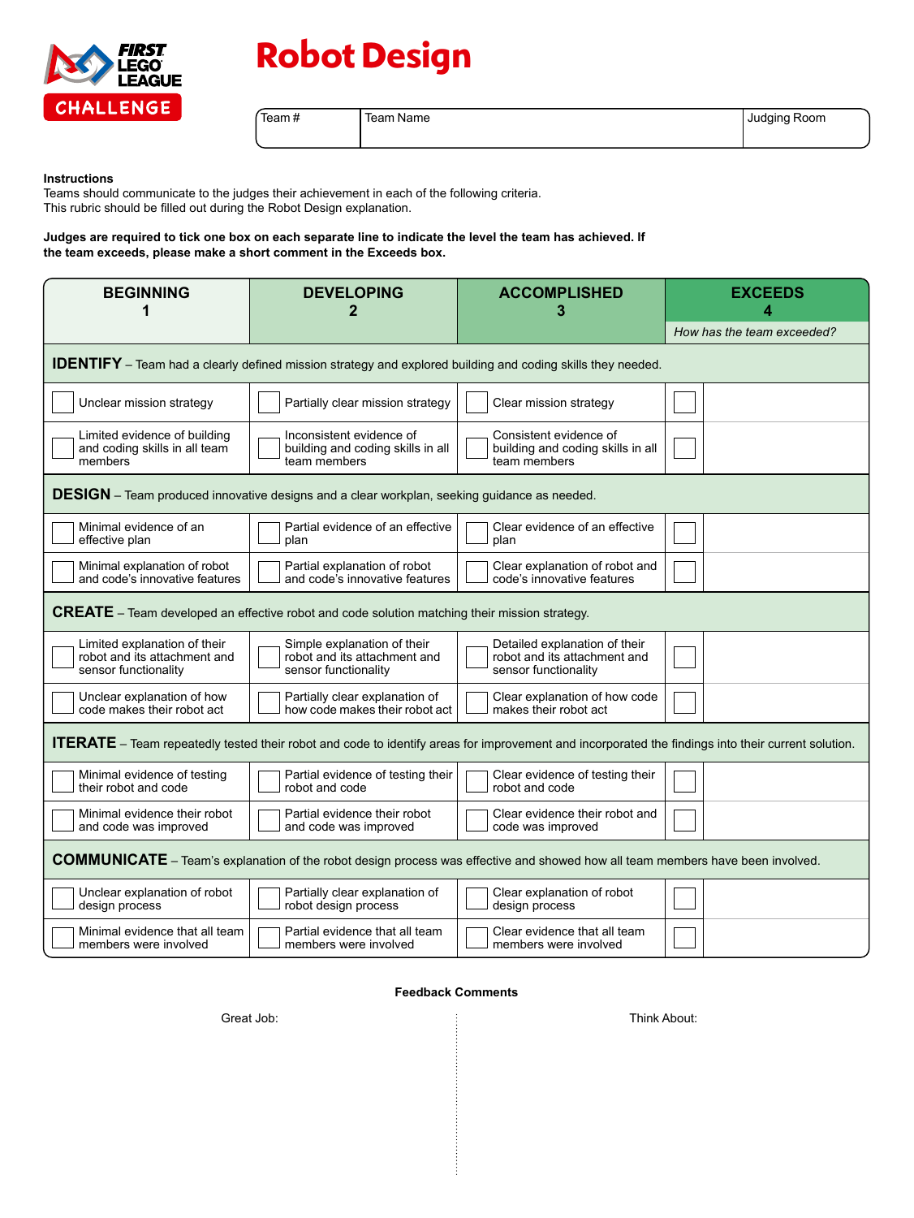# Robot Design

| Team # | Team Name | Judging Room |
|---|---|---|
| | | |

**Instructions**

Teams should communicate to the judges their achievement in each of the following criteria.
This rubric should be filled out during the Robot Design explanation.

**Judges are required to tick one box on each separate line to indicate the level the team has achieved. If the team exceeds, please make a short comment in the Exceeds box.**

| BEGINNING 1 | DEVELOPING 2 | ACCOMPLISHED 3 | EXCEEDS 4 *How has the team exceeded?* |
|---|---|---|---|
| **IDENTIFY** – Team had a clearly defined mission strategy and explored building and coding skills they needed. | | | |
| ☐ Unclear mission strategy | ☐ Partially clear mission strategy | ☐ Clear mission strategy | ☐ |
| ☐ Limited evidence of building and coding skills in all team members | ☐ Inconsistent evidence of building and coding skills in all team members | ☐ Consistent evidence of building and coding skills in all team members | ☐ |
| **DESIGN** – Team produced innovative designs and a clear workplan, seeking guidance as needed. | | | |
| ☐ Minimal evidence of an effective plan | ☐ Partial evidence of an effective plan | ☐ Clear evidence of an effective plan | ☐ |
| ☐ Minimal explanation of robot and code's innovative features | ☐ Partial explanation of robot and code's innovative features | ☐ Clear explanation of robot and code's innovative features | ☐ |
| **CREATE** – Team developed an effective robot and code solution matching their mission strategy. | | | |
| ☐ Limited explanation of their robot and its attachment and sensor functionality | ☐ Simple explanation of their robot and its attachment and sensor functionality | ☐ Detailed explanation of their robot and its attachment and sensor functionality | ☐ |
| ☐ Unclear explanation of how code makes their robot act | ☐ Partially clear explanation of how code makes their robot act | ☐ Clear explanation of how code makes their robot act | ☐ |
| **ITERATE** – Team repeatedly tested their robot and code to identify areas for improvement and incorporated the findings into their current solution. | | | |
| ☐ Minimal evidence of testing their robot and code | ☐ Partial evidence of testing their robot and code | ☐ Clear evidence of testing their robot and code | ☐ |
| ☐ Minimal evidence their robot and code was improved | ☐ Partial evidence their robot and code was improved | ☐ Clear evidence their robot and code was improved | ☐ |
| **COMMUNICATE** – Team's explanation of the robot design process was effective and showed how all team members have been involved. | | | |
| ☐ Unclear explanation of robot design process | ☐ Partially clear explanation of robot design process | ☐ Clear explanation of robot design process | ☐ |
| ☐ Minimal evidence that all team members were involved | ☐ Partial evidence that all team members were involved | ☐ Clear evidence that all team members were involved | ☐ |

**Feedback Comments**

Great Job:

Think About: